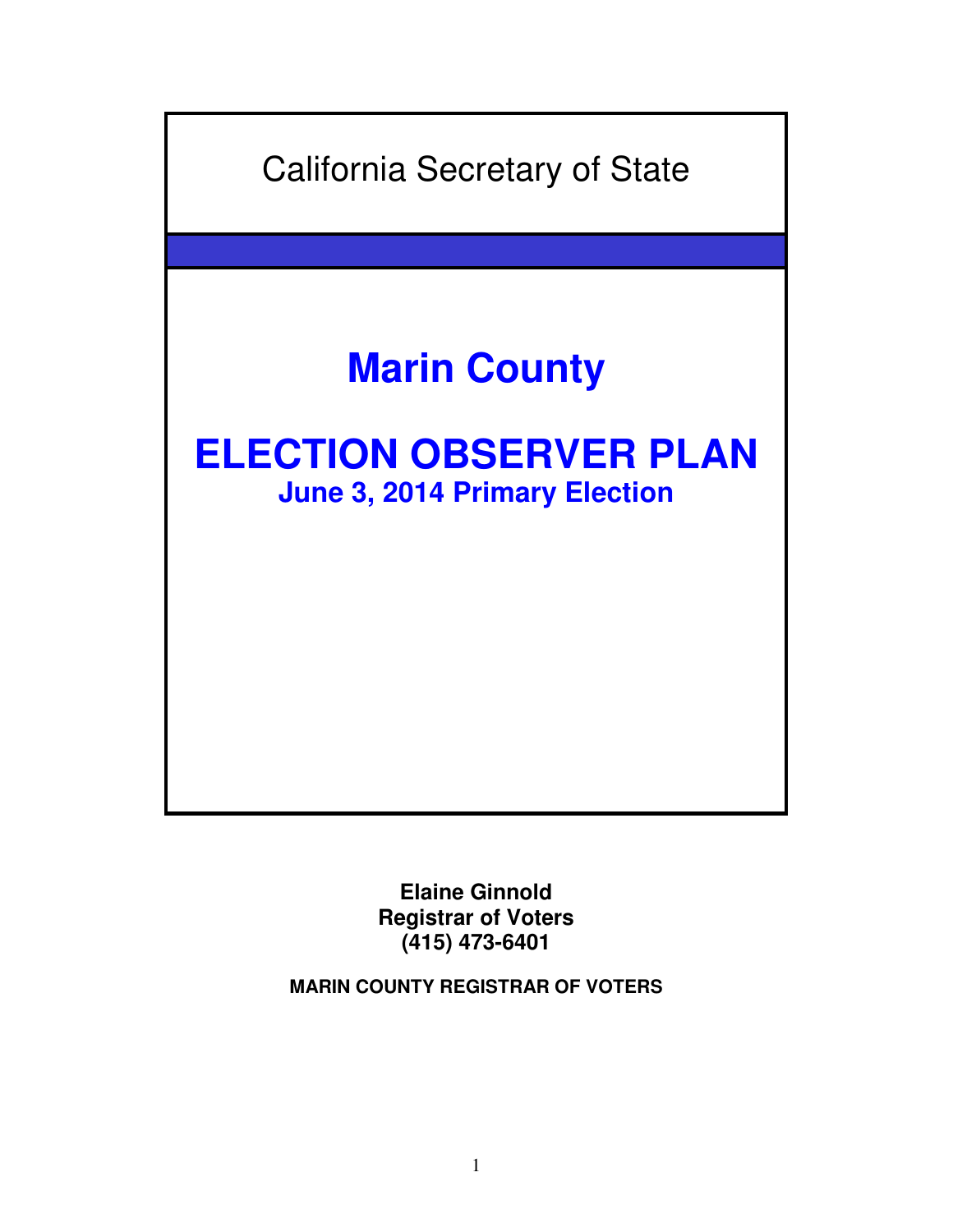California Secretary of State

# Marin County

# ELECTION OBSERVER PLAN

## June 3, 2014 Primary Election

**Elaine Ginnold**
**Registrar of Voters**
**(415) 473-6401**

**MARIN COUNTY REGISTRAR OF VOTERS**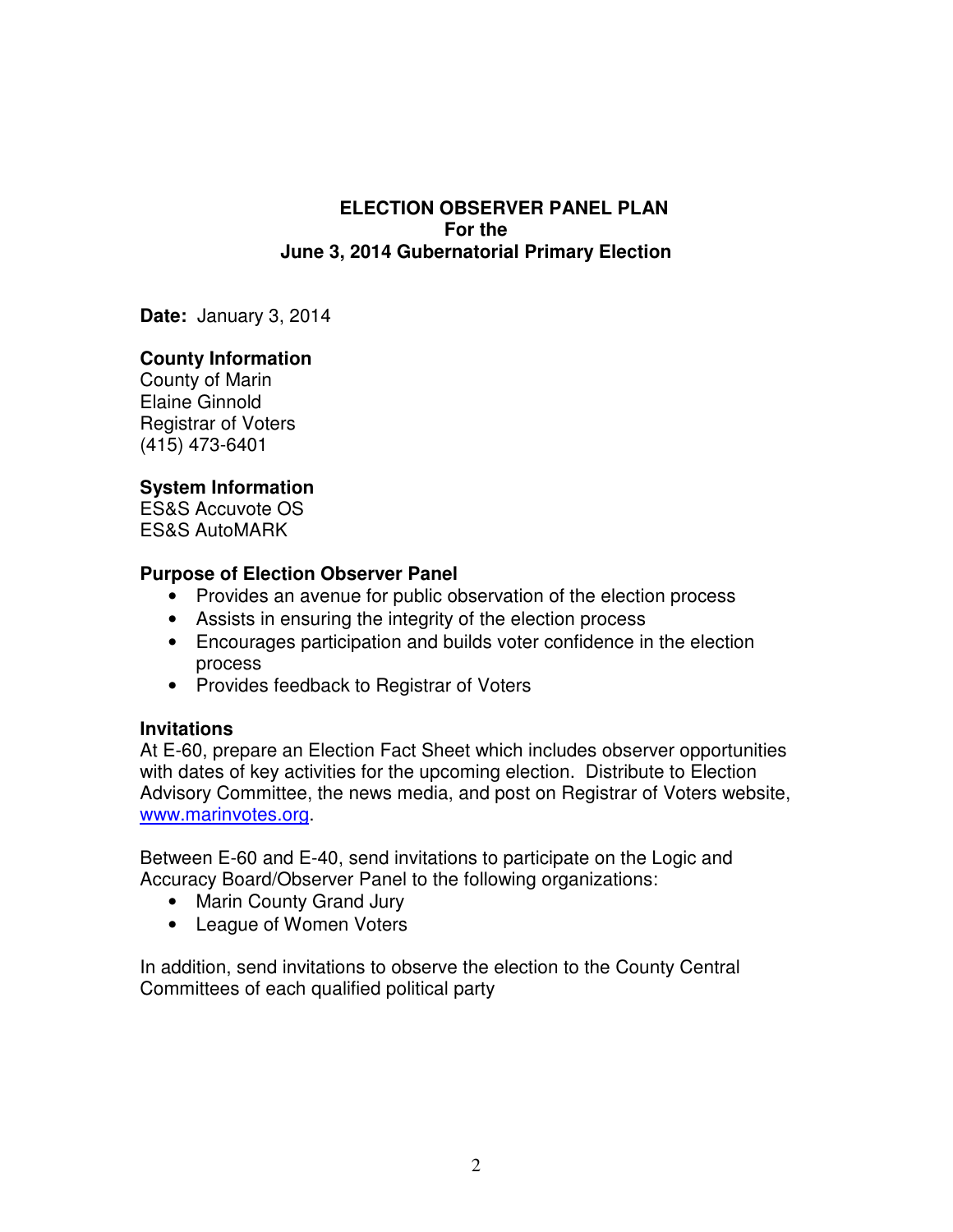**ELECTION OBSERVER PANEL PLAN**
**For the**
**June 3, 2014 Gubernatorial Primary Election**

**Date:** January 3, 2014

**County Information**
County of Marin
Elaine Ginnold
Registrar of Voters
(415) 473-6401

**System Information**
ES&S Accuvote OS
ES&S AutoMARK

**Purpose of Election Observer Panel**

- Provides an avenue for public observation of the election process
- Assists in ensuring the integrity of the election process
- Encourages participation and builds voter confidence in the election process
- Provides feedback to Registrar of Voters

**Invitations**
At E-60, prepare an Election Fact Sheet which includes observer opportunities with dates of key activities for the upcoming election. Distribute to Election Advisory Committee, the news media, and post on Registrar of Voters website, [www.marinvotes.org](www.marinvotes.org).

Between E-60 and E-40, send invitations to participate on the Logic and Accuracy Board/Observer Panel to the following organizations:

- Marin County Grand Jury
- League of Women Voters

In addition, send invitations to observe the election to the County Central Committees of each qualified political party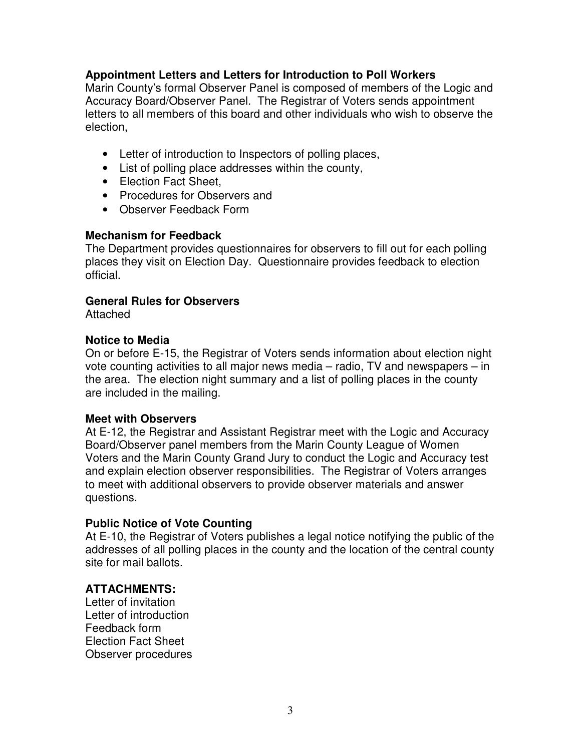### Appointment Letters and Letters for Introduction to Poll Workers

Marin County's formal Observer Panel is composed of members of the Logic and Accuracy Board/Observer Panel. The Registrar of Voters sends appointment letters to all members of this board and other individuals who wish to observe the election,

- Letter of introduction to Inspectors of polling places,
- List of polling place addresses within the county,
- Election Fact Sheet,
- Procedures for Observers and
- Observer Feedback Form

### Mechanism for Feedback

The Department provides questionnaires for observers to fill out for each polling places they visit on Election Day. Questionnaire provides feedback to election official.

### General Rules for Observers

Attached

### Notice to Media

On or before E-15, the Registrar of Voters sends information about election night vote counting activities to all major news media – radio, TV and newspapers – in the area. The election night summary and a list of polling places in the county are included in the mailing.

### Meet with Observers

At E-12, the Registrar and Assistant Registrar meet with the Logic and Accuracy Board/Observer panel members from the Marin County League of Women Voters and the Marin County Grand Jury to conduct the Logic and Accuracy test and explain election observer responsibilities. The Registrar of Voters arranges to meet with additional observers to provide observer materials and answer questions.

### Public Notice of Vote Counting

At E-10, the Registrar of Voters publishes a legal notice notifying the public of the addresses of all polling places in the county and the location of the central county site for mail ballots.

### ATTACHMENTS:

Letter of invitation
Letter of introduction
Feedback form
Election Fact Sheet
Observer procedures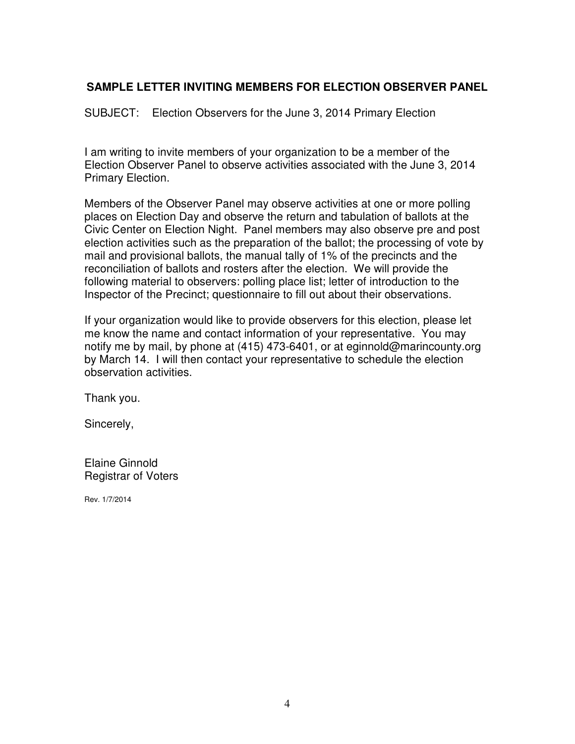## SAMPLE LETTER INVITING MEMBERS FOR ELECTION OBSERVER PANEL

SUBJECT: Election Observers for the June 3, 2014 Primary Election

I am writing to invite members of your organization to be a member of the Election Observer Panel to observe activities associated with the June 3, 2014 Primary Election.

Members of the Observer Panel may observe activities at one or more polling places on Election Day and observe the return and tabulation of ballots at the Civic Center on Election Night. Panel members may also observe pre and post election activities such as the preparation of the ballot; the processing of vote by mail and provisional ballots, the manual tally of 1% of the precincts and the reconciliation of ballots and rosters after the election. We will provide the following material to observers: polling place list; letter of introduction to the Inspector of the Precinct; questionnaire to fill out about their observations.

If your organization would like to provide observers for this election, please let me know the name and contact information of your representative. You may notify me by mail, by phone at (415) 473-6401, or at eginnold@marincounty.org by March 14. I will then contact your representative to schedule the election observation activities.

Thank you.

Sincerely,

Elaine Ginnold
Registrar of Voters

Rev. 1/7/2014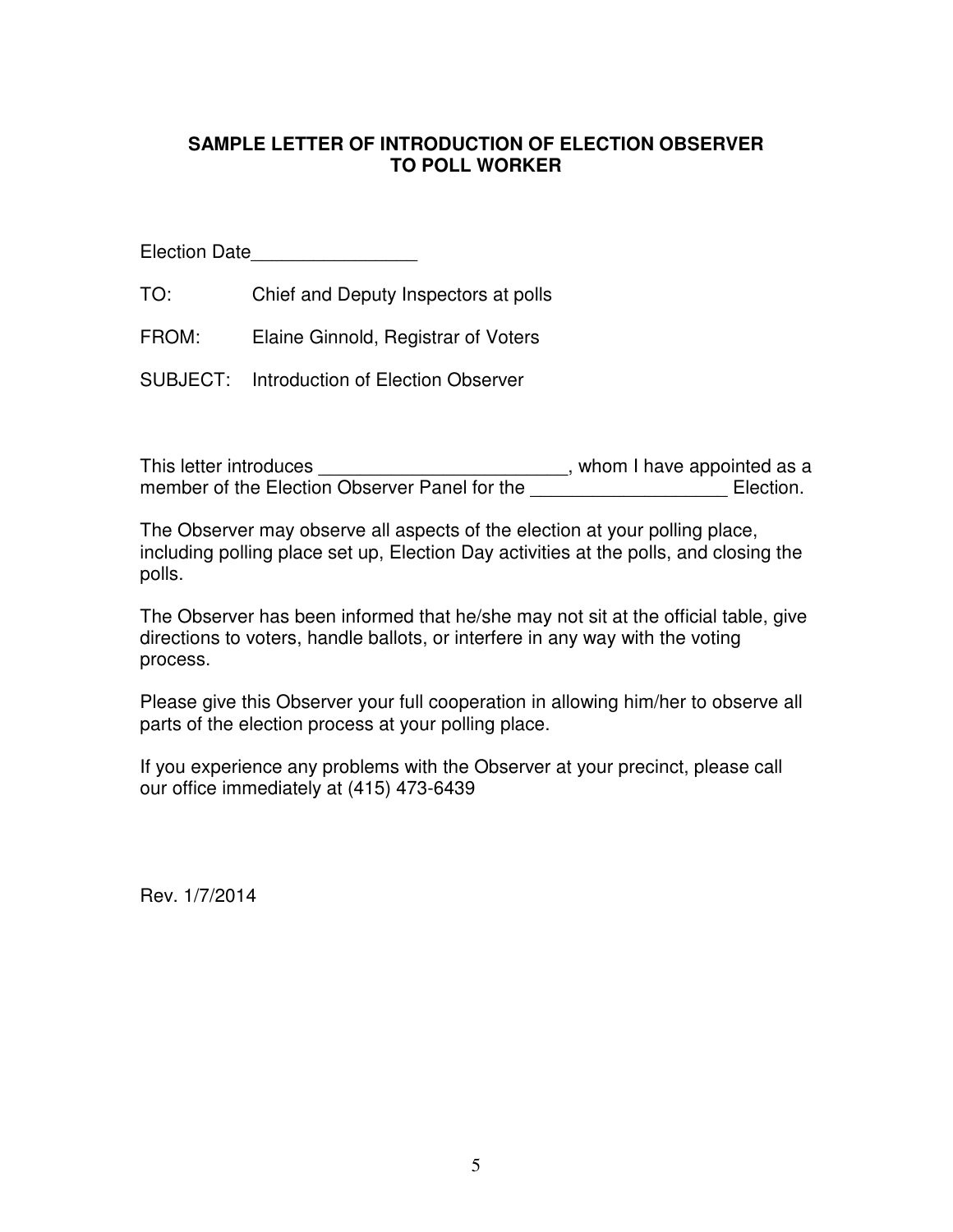## SAMPLE LETTER OF INTRODUCTION OF ELECTION OBSERVER TO POLL WORKER

Election Date________________

TO: Chief and Deputy Inspectors at polls

FROM: Elaine Ginnold, Registrar of Voters

SUBJECT: Introduction of Election Observer

This letter introduces ________________________, whom I have appointed as a member of the Election Observer Panel for the __________________ Election.

The Observer may observe all aspects of the election at your polling place, including polling place set up, Election Day activities at the polls, and closing the polls.

The Observer has been informed that he/she may not sit at the official table, give directions to voters, handle ballots, or interfere in any way with the voting process.

Please give this Observer your full cooperation in allowing him/her to observe all parts of the election process at your polling place.

If you experience any problems with the Observer at your precinct, please call our office immediately at (415) 473-6439

Rev. 1/7/2014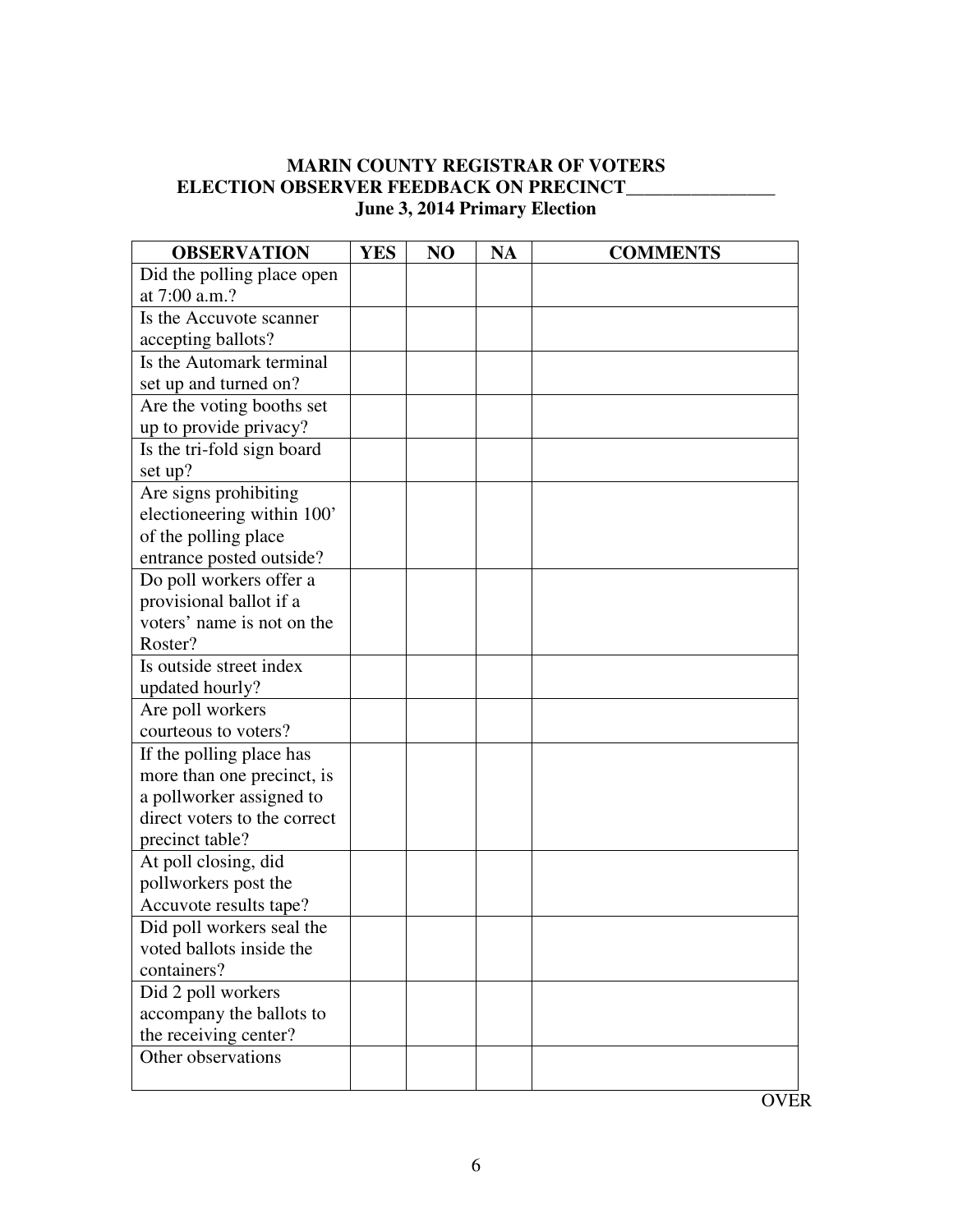**MARIN COUNTY REGISTRAR OF VOTERS**
**ELECTION OBSERVER FEEDBACK ON PRECINCT________________**
**June 3, 2014 Primary Election**

| OBSERVATION | YES | NO | NA | COMMENTS |
|---|---|---|---|---|
| Did the polling place open at 7:00 a.m.? | | | | |
| Is the Accuvote scanner accepting ballots? | | | | |
| Is the Automark terminal set up and turned on? | | | | |
| Are the voting booths set up to provide privacy? | | | | |
| Is the tri-fold sign board set up? | | | | |
| Are signs prohibiting electioneering within 100' of the polling place entrance posted outside? | | | | |
| Do poll workers offer a provisional ballot if a voters' name is not on the Roster? | | | | |
| Is outside street index updated hourly? | | | | |
| Are poll workers courteous to voters? | | | | |
| If the polling place has more than one precinct, is a pollworker assigned to direct voters to the correct precinct table? | | | | |
| At poll closing, did pollworkers post the Accuvote results tape? | | | | |
| Did poll workers seal the voted ballots inside the containers? | | | | |
| Did 2 poll workers accompany the ballots to the receiving center? | | | | |
| Other observations | | | | |

OVER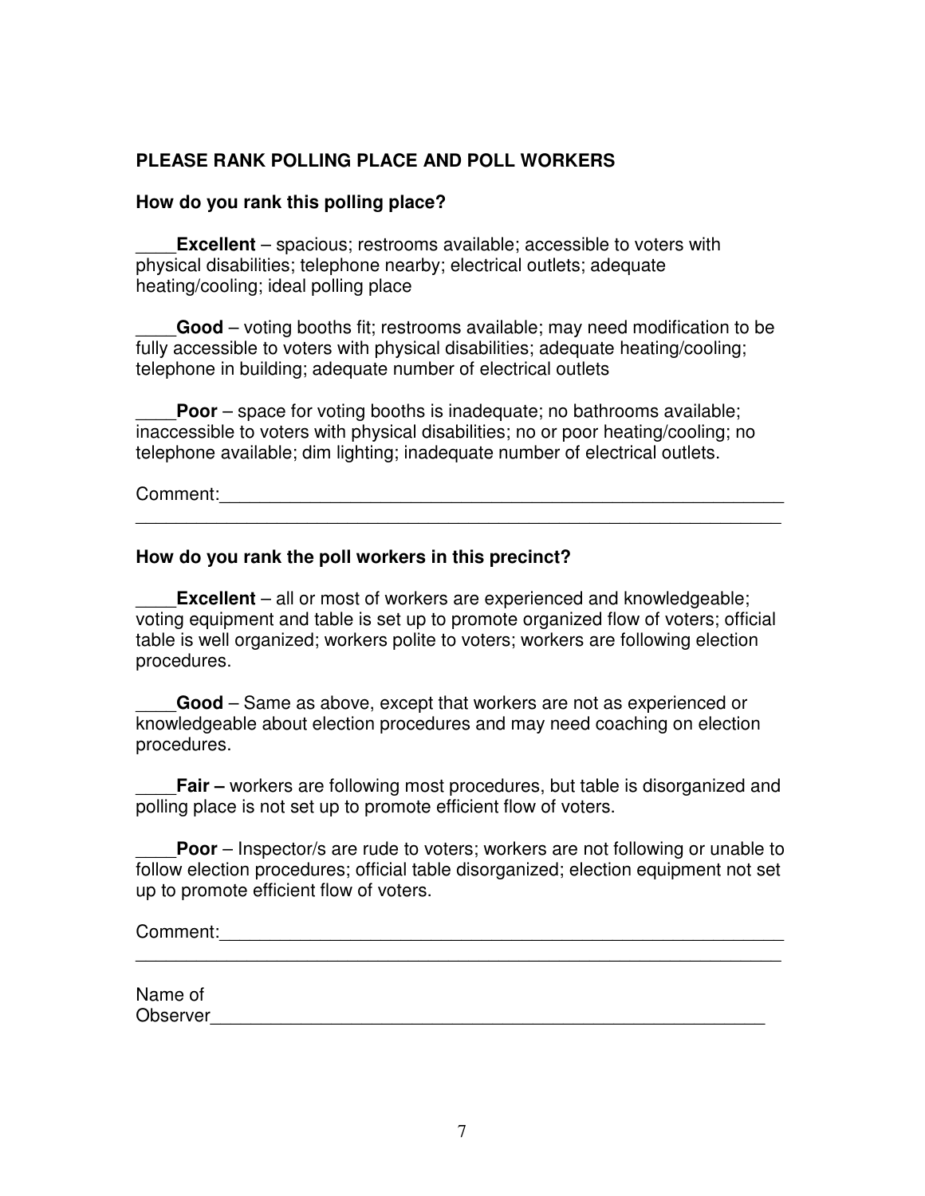**PLEASE RANK POLLING PLACE AND POLL WORKERS**

**How do you rank this polling place?**

____**Excellent** – spacious; restrooms available; accessible to voters with physical disabilities; telephone nearby; electrical outlets; adequate heating/cooling; ideal polling place

____**Good** – voting booths fit; restrooms available; may need modification to be fully accessible to voters with physical disabilities; adequate heating/cooling; telephone in building; adequate number of electrical outlets

____**Poor** – space for voting booths is inadequate; no bathrooms available; inaccessible to voters with physical disabilities; no or poor heating/cooling; no telephone available; dim lighting; inadequate number of electrical outlets.

Comment:___________________________________________________________
_________________________________________________________________

**How do you rank the poll workers in this precinct?**

____**Excellent** – all or most of workers are experienced and knowledgeable; voting equipment and table is set up to promote organized flow of voters; official table is well organized; workers polite to voters; workers are following election procedures.

____**Good** – Same as above, except that workers are not as experienced or knowledgeable about election procedures and may need coaching on election procedures.

____**Fair –** workers are following most procedures, but table is disorganized and polling place is not set up to promote efficient flow of voters.

____**Poor** – Inspector/s are rude to voters; workers are not following or unable to follow election procedures; official table disorganized; election equipment not set up to promote efficient flow of voters.

Comment:___________________________________________________________
_________________________________________________________________

Name of Observer___________________________________________________________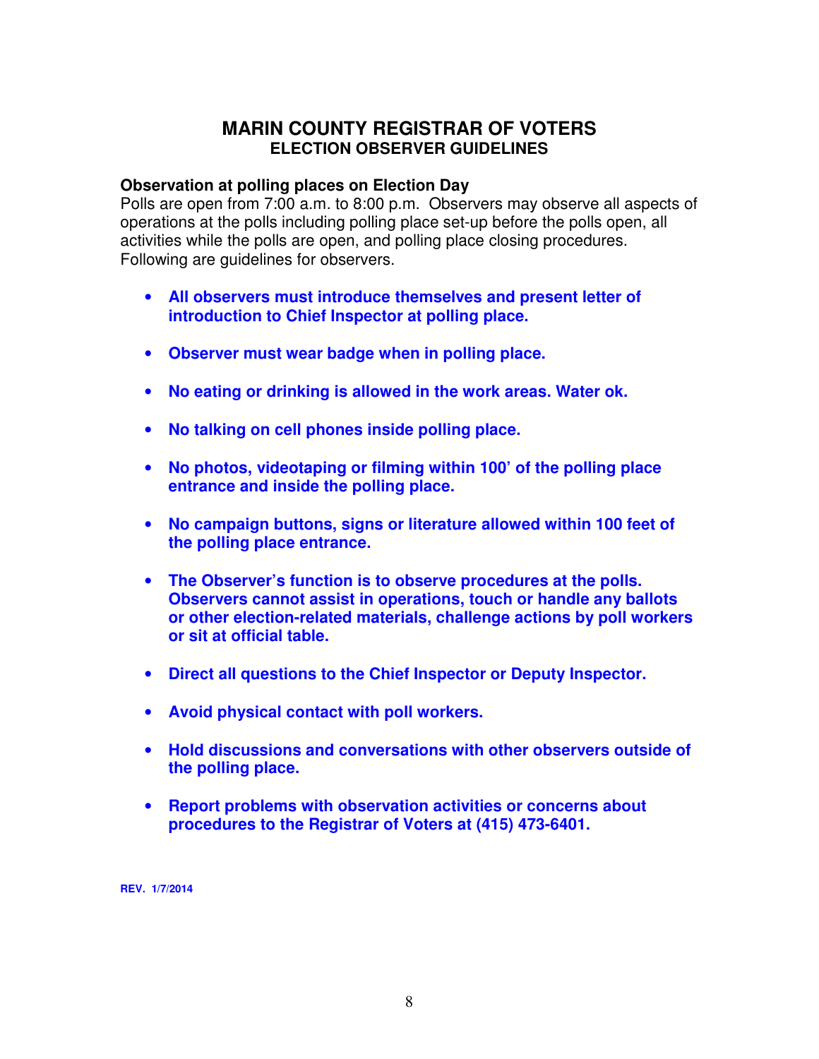# MARIN COUNTY REGISTRAR OF VOTERS

## ELECTION OBSERVER GUIDELINES

**Observation at polling places on Election Day**

Polls are open from 7:00 a.m. to 8:00 p.m. Observers may observe all aspects of operations at the polls including polling place set-up before the polls open, all activities while the polls are open, and polling place closing procedures. Following are guidelines for observers.

- **All observers must introduce themselves and present letter of introduction to Chief Inspector at polling place.**
- **Observer must wear badge when in polling place.**
- **No eating or drinking is allowed in the work areas. Water ok.**
- **No talking on cell phones inside polling place.**
- **No photos, videotaping or filming within 100' of the polling place entrance and inside the polling place.**
- **No campaign buttons, signs or literature allowed within 100 feet of the polling place entrance.**
- **The Observer's function is to observe procedures at the polls. Observers cannot assist in operations, touch or handle any ballots or other election-related materials, challenge actions by poll workers or sit at official table.**
- **Direct all questions to the Chief Inspector or Deputy Inspector.**
- **Avoid physical contact with poll workers.**
- **Hold discussions and conversations with other observers outside of the polling place.**
- **Report problems with observation activities or concerns about procedures to the Registrar of Voters at (415) 473-6401.**

**REV. 1/7/2014**